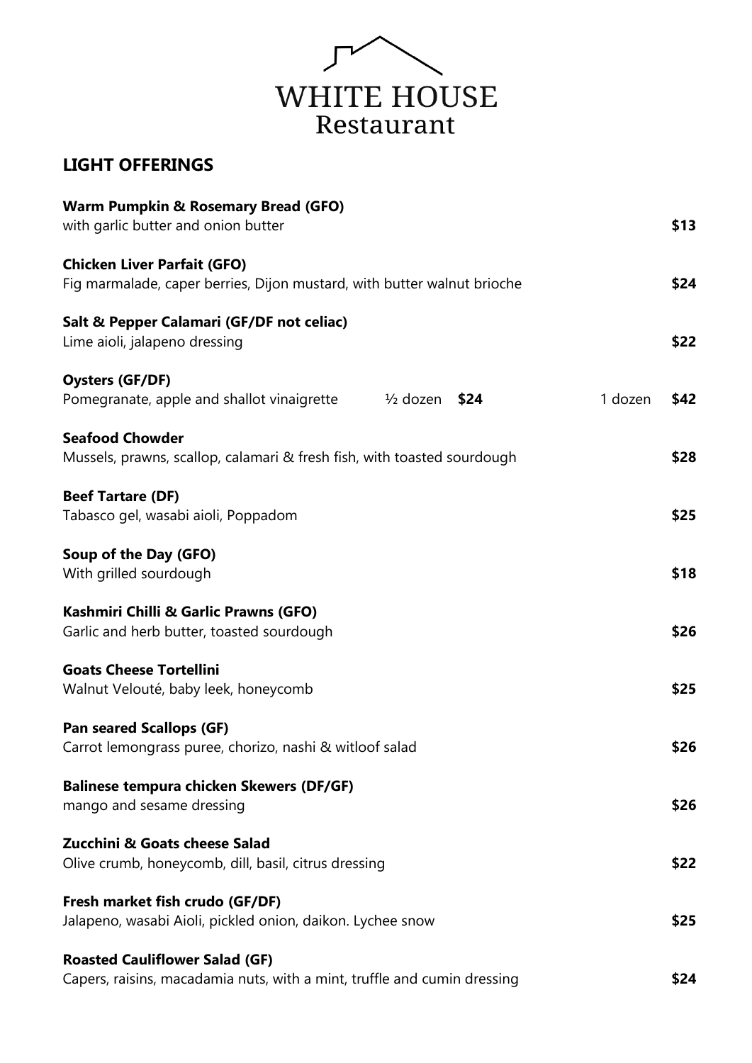# WHITE HOUSE
Restaurant

## LIGHT OFFERINGS

**Warm Pumpkin & Rosemary Bread (GFO)**
with garlic butter and onion butter **$13**

**Chicken Liver Parfait (GFO)**
Fig marmalade, caper berries, Dijon mustard, with butter walnut brioche **$24**

**Salt & Pepper Calamari (GF/DF not celiac)**
Lime aioli, jalapeno dressing **$22**

**Oysters (GF/DF)**
Pomegranate, apple and shallot vinaigrette ½ dozen **$24** 1 dozen **$42**

**Seafood Chowder**
Mussels, prawns, scallop, calamari & fresh fish, with toasted sourdough **$28**

**Beef Tartare (DF)**
Tabasco gel, wasabi aioli, Poppadom **$25**

**Soup of the Day (GFO)**
With grilled sourdough **$18**

**Kashmiri Chilli & Garlic Prawns (GFO)**
Garlic and herb butter, toasted sourdough **$26**

**Goats Cheese Tortellini**
Walnut Velouté, baby leek, honeycomb **$25**

**Pan seared Scallops (GF)**
Carrot lemongrass puree, chorizo, nashi & witloof salad **$26**

**Balinese tempura chicken Skewers (DF/GF)**
mango and sesame dressing **$26**

**Zucchini & Goats cheese Salad**
Olive crumb, honeycomb, dill, basil, citrus dressing **$22**

**Fresh market fish crudo (GF/DF)**
Jalapeno, wasabi Aioli, pickled onion, daikon. Lychee snow **$25**

**Roasted Cauliflower Salad (GF)**
Capers, raisins, macadamia nuts, with a mint, truffle and cumin dressing **$24**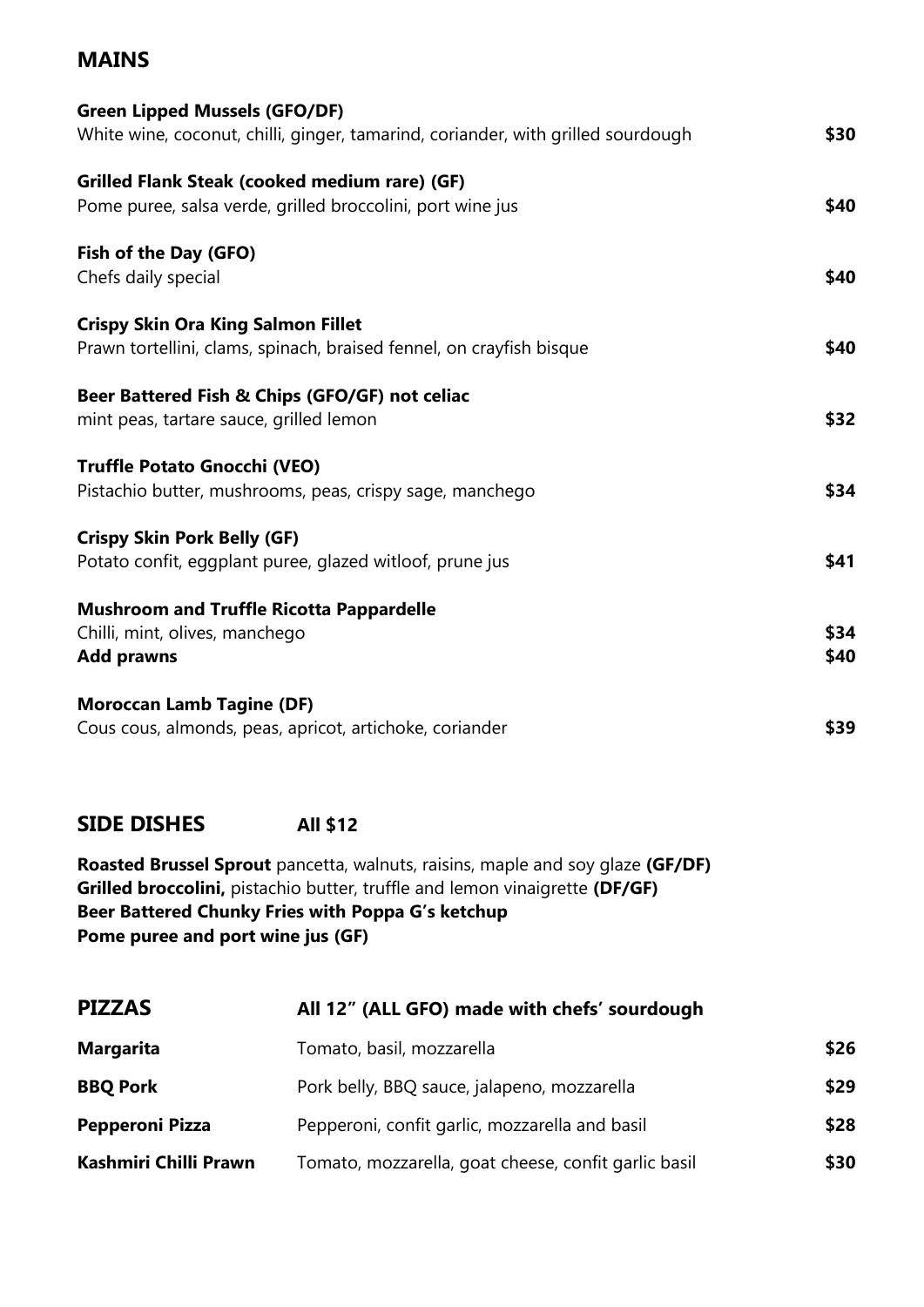## MAINS

**Green Lipped Mussels (GFO/DF)**
White wine, coconut, chilli, ginger, tamarind, coriander, with grilled sourdough **$30**

**Grilled Flank Steak (cooked medium rare) (GF)**
Pome puree, salsa verde, grilled broccolini, port wine jus **$40**

**Fish of the Day (GFO)**
Chefs daily special **$40**

**Crispy Skin Ora King Salmon Fillet**
Prawn tortellini, clams, spinach, braised fennel, on crayfish bisque **$40**

**Beer Battered Fish & Chips (GFO/GF) not celiac**
mint peas, tartare sauce, grilled lemon **$32**

**Truffle Potato Gnocchi (VEO)**
Pistachio butter, mushrooms, peas, crispy sage, manchego **$34**

**Crispy Skin Pork Belly (GF)**
Potato confit, eggplant puree, glazed witloof, prune jus **$41**

**Mushroom and Truffle Ricotta Pappardelle**
Chilli, mint, olives, manchego **$34**
**Add prawns** **$40**

**Moroccan Lamb Tagine (DF)**
Cous cous, almonds, peas, apricot, artichoke, coriander **$39**

## SIDE DISHES **All $12**

**Roasted Brussel Sprout** pancetta, walnuts, raisins, maple and soy glaze **(GF/DF)**
**Grilled broccolini,** pistachio butter, truffle and lemon vinaigrette **(DF/GF)**
**Beer Battered Chunky Fries with Poppa G's ketchup**
**Pome puree and port wine jus (GF)**

## PIZZAS **All 12" (ALL GFO) made with chefs' sourdough**

| | | |
|---|---|---|
| **Margarita** | Tomato, basil, mozzarella | **$26** |
| **BBQ Pork** | Pork belly, BBQ sauce, jalapeno, mozzarella | **$29** |
| **Pepperoni Pizza** | Pepperoni, confit garlic, mozzarella and basil | **$28** |
| **Kashmiri Chilli Prawn** | Tomato, mozzarella, goat cheese, confit garlic basil | **$30** |